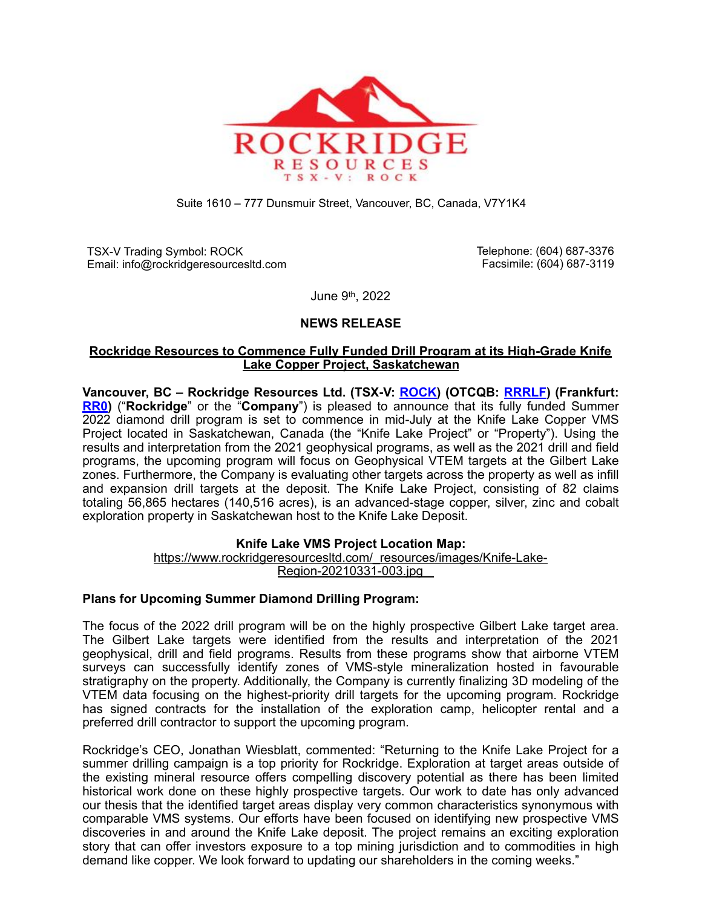ROCKRIDGE
RESOURCES
TSX-V: ROCK

Suite 1610 – 777 Dunsmuir Street, Vancouver, BC, Canada, V7Y1K4

TSX-V Trading Symbol: ROCK
Email: info@rockridgeresourcesltd.com

Telephone: (604) 687-3376
Facsimile: (604) 687-3119

June 9th, 2022

**NEWS RELEASE**

## Rockridge Resources to Commence Fully Funded Drill Program at its High-Grade Knife Lake Copper Project, Saskatchewan

**Vancouver, BC – Rockridge Resources Ltd. (TSX-V: ROCK) (OTCQB: RRRLF) (Frankfurt: RR0)** ("**Rockridge**" or the "**Company**") is pleased to announce that its fully funded Summer 2022 diamond drill program is set to commence in mid-July at the Knife Lake Copper VMS Project located in Saskatchewan, Canada (the "Knife Lake Project" or "Property"). Using the results and interpretation from the 2021 geophysical programs, as well as the 2021 drill and field programs, the upcoming program will focus on Geophysical VTEM targets at the Gilbert Lake zones. Furthermore, the Company is evaluating other targets across the property as well as infill and expansion drill targets at the deposit. The Knife Lake Project, consisting of 82 claims totaling 56,865 hectares (140,516 acres), is an advanced-stage copper, silver, zinc and cobalt exploration property in Saskatchewan host to the Knife Lake Deposit.

**Knife Lake VMS Project Location Map:**
https://www.rockridgeresourcesltd.com/_resources/images/Knife-Lake-Region-20210331-003.jpg

### Plans for Upcoming Summer Diamond Drilling Program:

The focus of the 2022 drill program will be on the highly prospective Gilbert Lake target area. The Gilbert Lake targets were identified from the results and interpretation of the 2021 geophysical, drill and field programs. Results from these programs show that airborne VTEM surveys can successfully identify zones of VMS-style mineralization hosted in favourable stratigraphy on the property. Additionally, the Company is currently finalizing 3D modeling of the VTEM data focusing on the highest-priority drill targets for the upcoming program. Rockridge has signed contracts for the installation of the exploration camp, helicopter rental and a preferred drill contractor to support the upcoming program.

Rockridge's CEO, Jonathan Wiesblatt, commented: "Returning to the Knife Lake Project for a summer drilling campaign is a top priority for Rockridge. Exploration at target areas outside of the existing mineral resource offers compelling discovery potential as there has been limited historical work done on these highly prospective targets. Our work to date has only advanced our thesis that the identified target areas display very common characteristics synonymous with comparable VMS systems. Our efforts have been focused on identifying new prospective VMS discoveries in and around the Knife Lake deposit. The project remains an exciting exploration story that can offer investors exposure to a top mining jurisdiction and to commodities in high demand like copper. We look forward to updating our shareholders in the coming weeks."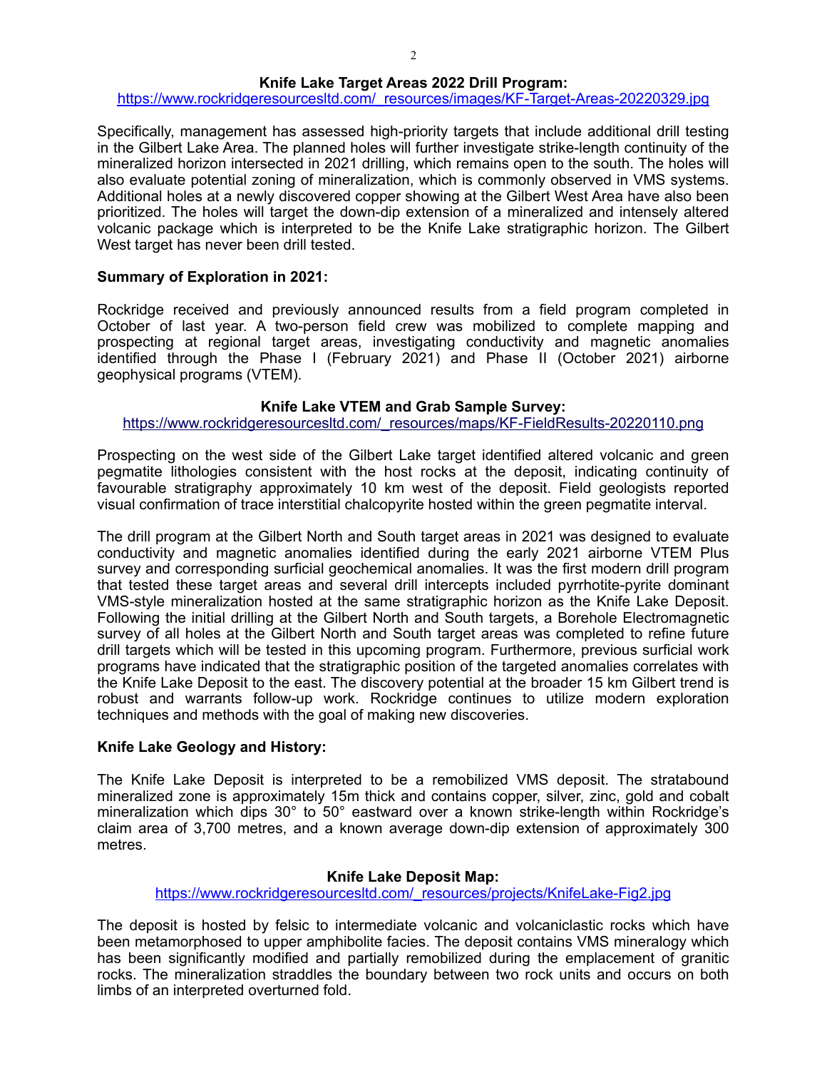**Knife Lake Target Areas 2022 Drill Program:**

https://www.rockridgeresourcesltd.com/_resources/images/KF-Target-Areas-20220329.jpg

Specifically, management has assessed high-priority targets that include additional drill testing in the Gilbert Lake Area. The planned holes will further investigate strike-length continuity of the mineralized horizon intersected in 2021 drilling, which remains open to the south. The holes will also evaluate potential zoning of mineralization, which is commonly observed in VMS systems. Additional holes at a newly discovered copper showing at the Gilbert West Area have also been prioritized. The holes will target the down-dip extension of a mineralized and intensely altered volcanic package which is interpreted to be the Knife Lake stratigraphic horizon. The Gilbert West target has never been drill tested.

**Summary of Exploration in 2021:**

Rockridge received and previously announced results from a field program completed in October of last year. A two-person field crew was mobilized to complete mapping and prospecting at regional target areas, investigating conductivity and magnetic anomalies identified through the Phase I (February 2021) and Phase II (October 2021) airborne geophysical programs (VTEM).

**Knife Lake VTEM and Grab Sample Survey:**

https://www.rockridgeresourcesltd.com/_resources/maps/KF-FieldResults-20220110.png

Prospecting on the west side of the Gilbert Lake target identified altered volcanic and green pegmatite lithologies consistent with the host rocks at the deposit, indicating continuity of favourable stratigraphy approximately 10 km west of the deposit. Field geologists reported visual confirmation of trace interstitial chalcopyrite hosted within the green pegmatite interval.

The drill program at the Gilbert North and South target areas in 2021 was designed to evaluate conductivity and magnetic anomalies identified during the early 2021 airborne VTEM Plus survey and corresponding surficial geochemical anomalies. It was the first modern drill program that tested these target areas and several drill intercepts included pyrrhotite-pyrite dominant VMS-style mineralization hosted at the same stratigraphic horizon as the Knife Lake Deposit. Following the initial drilling at the Gilbert North and South targets, a Borehole Electromagnetic survey of all holes at the Gilbert North and South target areas was completed to refine future drill targets which will be tested in this upcoming program. Furthermore, previous surficial work programs have indicated that the stratigraphic position of the targeted anomalies correlates with the Knife Lake Deposit to the east. The discovery potential at the broader 15 km Gilbert trend is robust and warrants follow-up work. Rockridge continues to utilize modern exploration techniques and methods with the goal of making new discoveries.

**Knife Lake Geology and History:**

The Knife Lake Deposit is interpreted to be a remobilized VMS deposit. The stratabound mineralized zone is approximately 15m thick and contains copper, silver, zinc, gold and cobalt mineralization which dips 30° to 50° eastward over a known strike-length within Rockridge's claim area of 3,700 metres, and a known average down-dip extension of approximately 300 metres.

**Knife Lake Deposit Map:**

https://www.rockridgeresourcesltd.com/_resources/projects/KnifeLake-Fig2.jpg

The deposit is hosted by felsic to intermediate volcanic and volcaniclastic rocks which have been metamorphosed to upper amphibolite facies. The deposit contains VMS mineralogy which has been significantly modified and partially remobilized during the emplacement of granitic rocks. The mineralization straddles the boundary between two rock units and occurs on both limbs of an interpreted overturned fold.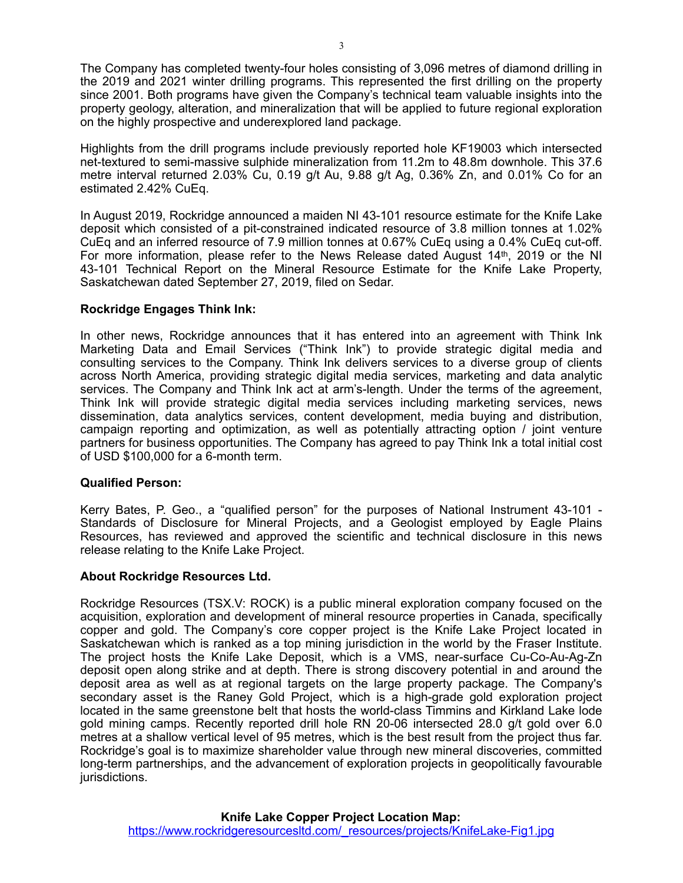The Company has completed twenty-four holes consisting of 3,096 metres of diamond drilling in the 2019 and 2021 winter drilling programs. This represented the first drilling on the property since 2001. Both programs have given the Company's technical team valuable insights into the property geology, alteration, and mineralization that will be applied to future regional exploration on the highly prospective and underexplored land package.

Highlights from the drill programs include previously reported hole KF19003 which intersected net-textured to semi-massive sulphide mineralization from 11.2m to 48.8m downhole. This 37.6 metre interval returned 2.03% Cu, 0.19 g/t Au, 9.88 g/t Ag, 0.36% Zn, and 0.01% Co for an estimated 2.42% CuEq.

In August 2019, Rockridge announced a maiden NI 43-101 resource estimate for the Knife Lake deposit which consisted of a pit-constrained indicated resource of 3.8 million tonnes at 1.02% CuEq and an inferred resource of 7.9 million tonnes at 0.67% CuEq using a 0.4% CuEq cut-off. For more information, please refer to the News Release dated August 14th, 2019 or the NI 43-101 Technical Report on the Mineral Resource Estimate for the Knife Lake Property, Saskatchewan dated September 27, 2019, filed on Sedar.

**Rockridge Engages Think Ink:**

In other news, Rockridge announces that it has entered into an agreement with Think Ink Marketing Data and Email Services ("Think Ink") to provide strategic digital media and consulting services to the Company. Think Ink delivers services to a diverse group of clients across North America, providing strategic digital media services, marketing and data analytic services. The Company and Think Ink act at arm's-length. Under the terms of the agreement, Think Ink will provide strategic digital media services including marketing services, news dissemination, data analytics services, content development, media buying and distribution, campaign reporting and optimization, as well as potentially attracting option / joint venture partners for business opportunities. The Company has agreed to pay Think Ink a total initial cost of USD $100,000 for a 6-month term.

**Qualified Person:**

Kerry Bates, P. Geo., a "qualified person" for the purposes of National Instrument 43-101 - Standards of Disclosure for Mineral Projects, and a Geologist employed by Eagle Plains Resources, has reviewed and approved the scientific and technical disclosure in this news release relating to the Knife Lake Project.

**About Rockridge Resources Ltd.**

Rockridge Resources (TSX.V: ROCK) is a public mineral exploration company focused on the acquisition, exploration and development of mineral resource properties in Canada, specifically copper and gold. The Company's core copper project is the Knife Lake Project located in Saskatchewan which is ranked as a top mining jurisdiction in the world by the Fraser Institute. The project hosts the Knife Lake Deposit, which is a VMS, near-surface Cu-Co-Au-Ag-Zn deposit open along strike and at depth. There is strong discovery potential in and around the deposit area as well as at regional targets on the large property package. The Company's secondary asset is the Raney Gold Project, which is a high-grade gold exploration project located in the same greenstone belt that hosts the world-class Timmins and Kirkland Lake lode gold mining camps. Recently reported drill hole RN 20-06 intersected 28.0 g/t gold over 6.0 metres at a shallow vertical level of 95 metres, which is the best result from the project thus far. Rockridge's goal is to maximize shareholder value through new mineral discoveries, committed long-term partnerships, and the advancement of exploration projects in geopolitically favourable jurisdictions.

**Knife Lake Copper Project Location Map:**
https://www.rockridgeresourcesltd.com/_resources/projects/KnifeLake-Fig1.jpg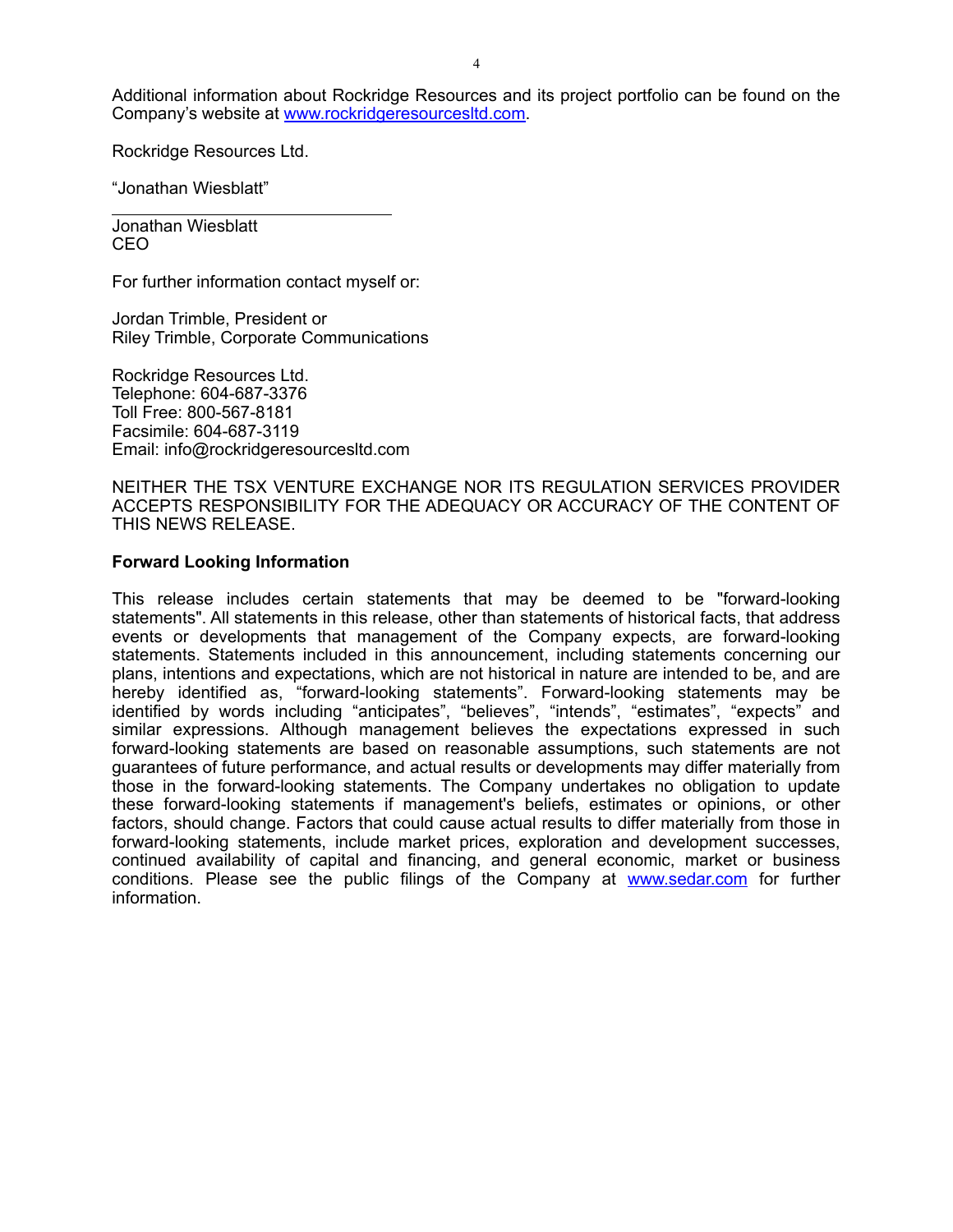Additional information about Rockridge Resources and its project portfolio can be found on the Company's website at [www.rockridgeresourcesltd.com](http://www.rockridgeresourcesltd.com).

Rockridge Resources Ltd.

"Jonathan Wiesblatt"

Jonathan Wiesblatt
CEO

For further information contact myself or:

Jordan Trimble, President or
Riley Trimble, Corporate Communications

Rockridge Resources Ltd.
Telephone: 604-687-3376
Toll Free: 800-567-8181
Facsimile: 604-687-3119
Email: info@rockridgeresourcesltd.com

NEITHER THE TSX VENTURE EXCHANGE NOR ITS REGULATION SERVICES PROVIDER ACCEPTS RESPONSIBILITY FOR THE ADEQUACY OR ACCURACY OF THE CONTENT OF THIS NEWS RELEASE.

**Forward Looking Information**

This release includes certain statements that may be deemed to be "forward-looking statements". All statements in this release, other than statements of historical facts, that address events or developments that management of the Company expects, are forward-looking statements. Statements included in this announcement, including statements concerning our plans, intentions and expectations, which are not historical in nature are intended to be, and are hereby identified as, "forward-looking statements". Forward-looking statements may be identified by words including "anticipates", "believes", "intends", "estimates", "expects" and similar expressions. Although management believes the expectations expressed in such forward-looking statements are based on reasonable assumptions, such statements are not guarantees of future performance, and actual results or developments may differ materially from those in the forward-looking statements. The Company undertakes no obligation to update these forward-looking statements if management's beliefs, estimates or opinions, or other factors, should change. Factors that could cause actual results to differ materially from those in forward-looking statements, include market prices, exploration and development successes, continued availability of capital and financing, and general economic, market or business conditions. Please see the public filings of the Company at [www.sedar.com](http://www.sedar.com) for further information.